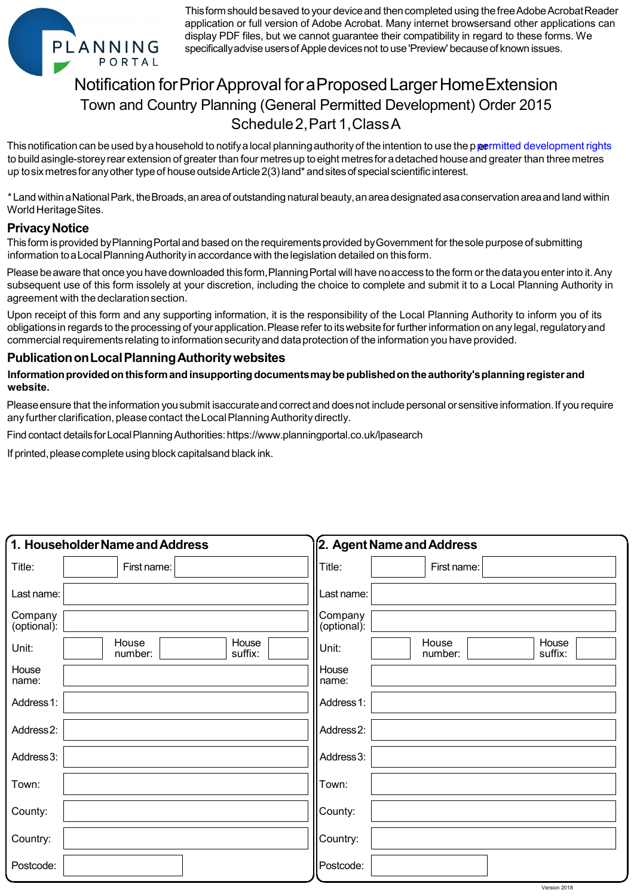This form should be saved to your device and then completed using the free Adobe Acrobat Reader application or full version of Adobe Acrobat. Many internet browsers and other applications can display PDF files, but we cannot guarantee their compatibility in regard to these forms. We specifically advise users of Apple devices not to use 'Preview' because of known issues.

# Notification for Prior Approval for a Proposed Larger Home Extension

## Town and Country Planning (General Permitted Development) Order 2015
## Schedule 2, Part 1, Class A

This notification can be used by a household to notify a local planning authority of the intention to use the permitted development rights to build a single-storey rear extension of greater than four metres up to eight metres for a detached house and greater than three metres up to six metres for any other type of house outside Article 2(3) land* and sites of special scientific interest.

* Land within a National Park, the Broads, an area of outstanding natural beauty, an area designated as a conservation area and land within World Heritage Sites.

## Privacy Notice

This form is provided by Planning Portal and based on the requirements provided by Government for the sole purpose of submitting information to a Local Planning Authority in accordance with the legislation detailed on this form.

Please be aware that once you have downloaded this form, Planning Portal will have no access to the form or the data you enter into it. Any subsequent use of this form is solely at your discretion, including the choice to complete and submit it to a Local Planning Authority in agreement with the declaration section.

Upon receipt of this form and any supporting information, it is the responsibility of the Local Planning Authority to inform you of its obligations in regards to the processing of your application. Please refer to its website for further information on any legal, regulatory and commercial requirements relating to information security and data protection of the information you have provided.

## Publication on Local Planning Authority websites

**Information provided on this form and in supporting documents may be published on the authority's planning register and website.**

Please ensure that the information you submit is accurate and correct and does not include personal or sensitive information. If you require any further clarification, please contact the Local Planning Authority directly.

Find contact details for Local Planning Authorities: https://www.planningportal.co.uk/lpasearch

If printed, please complete using block capitals and black ink.

### 1. Householder Name and Address

| | | | | | |
|---|---|---|---|---|---|
| Title: | | First name: | | | |
| Last name: | | | | | |
| Company (optional): | | | | | |
| Unit: | | House number: | | House suffix: | |
| House name: | | | | | |
| Address 1: | | | | | |
| Address 2: | | | | | |
| Address 3: | | | | | |
| Town: | | | | | |
| County: | | | | | |
| Country: | | | | | |
| Postcode: | | | | | |

### 2. Agent Name and Address

| | | | | | |
|---|---|---|---|---|---|
| Title: | | First name: | | | |
| Last name: | | | | | |
| Company (optional): | | | | | |
| Unit: | | House number: | | House suffix: | |
| House name: | | | | | |
| Address 1: | | | | | |
| Address 2: | | | | | |
| Address 3: | | | | | |
| Town: | | | | | |
| County: | | | | | |
| Country: | | | | | |
| Postcode: | | | | | |

Version 2018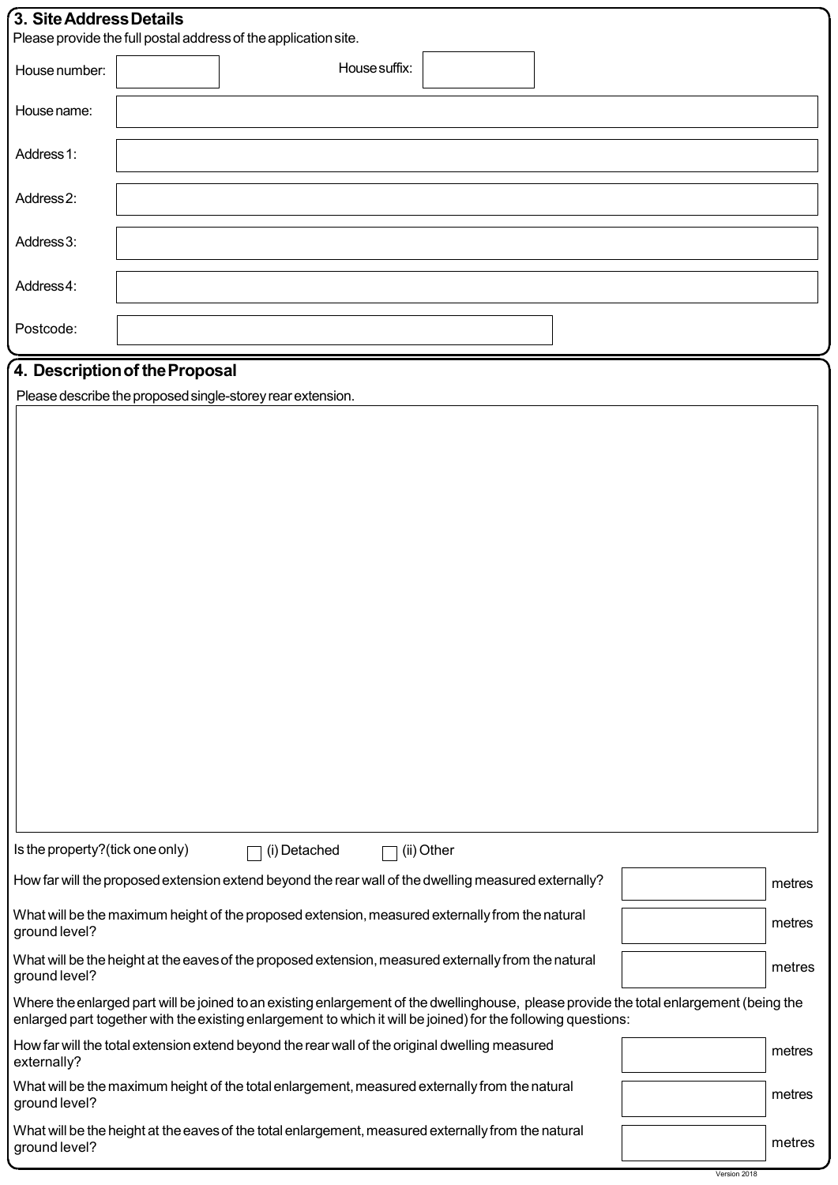## 3. Site Address Details

Please provide the full postal address of the application site.

House number: ______ House suffix: ______

House name: ______

Address 1: ______

Address 2: ______

Address 3: ______

Address 4: ______

Postcode: ______

## 4. Description of the Proposal

Please describe the proposed single-storey rear extension.

______

Is the property? (tick one only) ☐ (i) Detached ☐ (ii) Other

How far will the proposed extension extend beyond the rear wall of the dwelling measured externally? ______ metres

What will be the maximum height of the proposed extension, measured externally from the natural ground level? ______ metres

What will be the height at the eaves of the proposed extension, measured externally from the natural ground level? ______ metres

Where the enlarged part will be joined to an existing enlargement of the dwellinghouse, please provide the total enlargement (being the enlarged part together with the existing enlargement to which it will be joined) for the following questions:

How far will the total extension extend beyond the rear wall of the original dwelling measured externally? ______ metres

What will be the maximum height of the total enlargement, measured externally from the natural ground level? ______ metres

What will be the height at the eaves of the total enlargement, measured externally from the natural ground level? ______ metres

Version 2018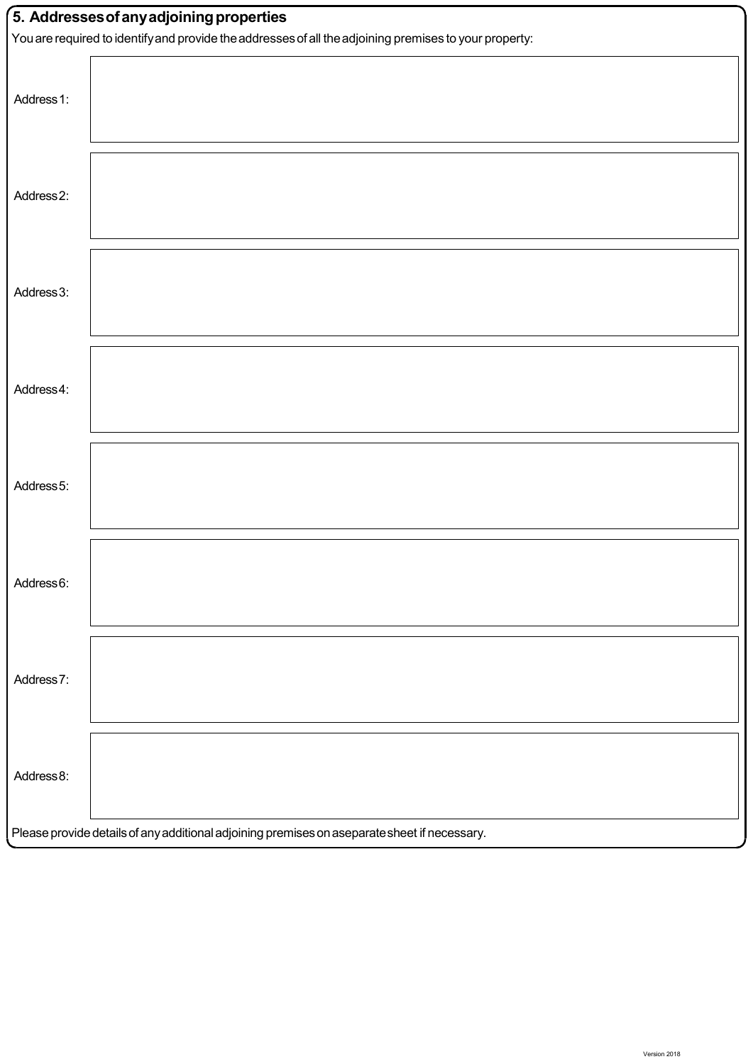## 5. Addresses of any adjoining properties

You are required to identify and provide the addresses of all the adjoining premises to your property:

Address 1:

Address 2:

Address 3:

Address 4:

Address 5:

Address 6:

Address 7:

Address 8:

Please provide details of any additional adjoining premises on a separate sheet if necessary.

Version 2018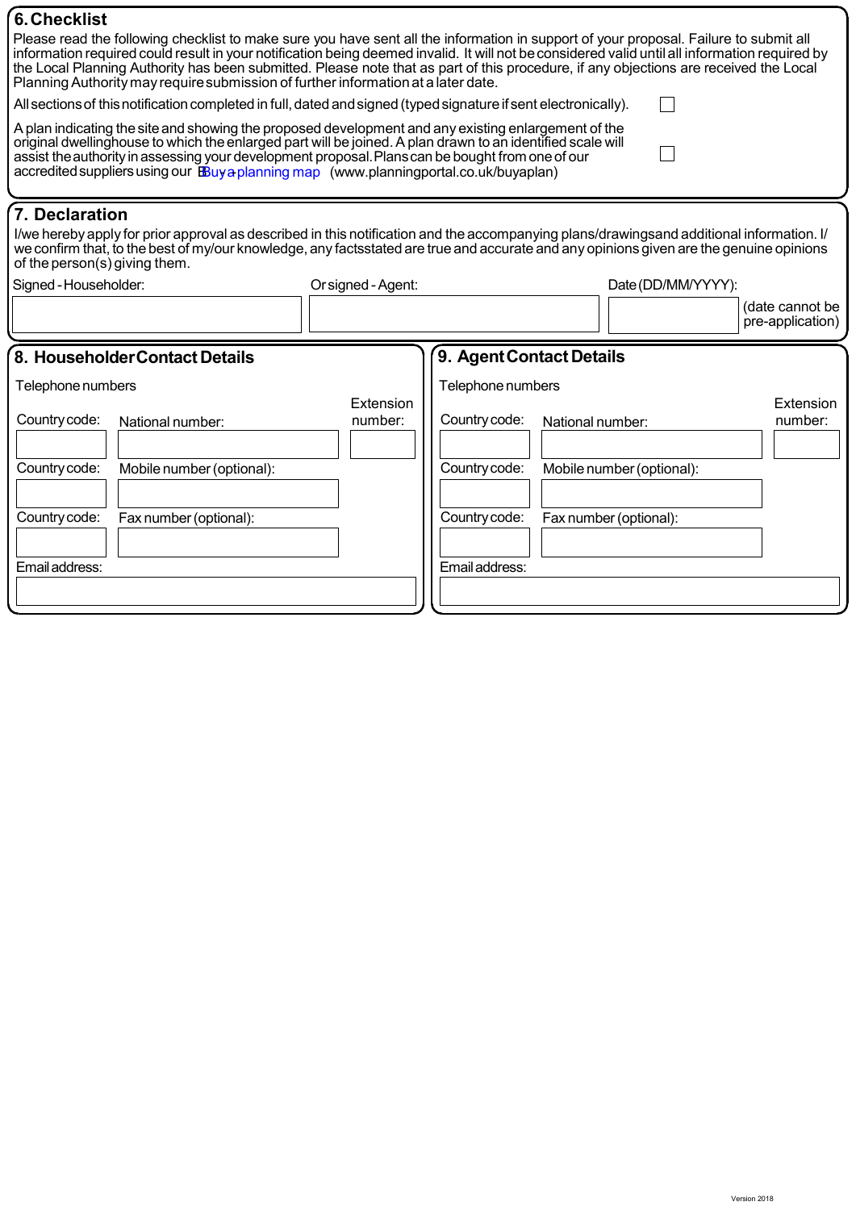## 6. Checklist

Please read the following checklist to make sure you have sent all the information in support of your proposal. Failure to submit all information required could result in your notification being deemed invalid. It will not be considered valid until all information required by the Local Planning Authority has been submitted. Please note that as part of this procedure, if any objections are received the Local Planning Authority may require submission of further information at a later date.

- [ ] All sections of this notification completed in full, dated and signed (typed signature if sent electronically).
- [ ] A plan indicating the site and showing the proposed development and any existing enlargement of the original dwellinghouse to which the enlarged part will be joined. A plan drawn to an identified scale will assist the authority in assessing your development proposal. Plans can be bought from one of our accredited suppliers using our Buy a planning map (www.planningportal.co.uk/buyaplan)

## 7. Declaration

I/we hereby apply for prior approval as described in this notification and the accompanying plans/drawings and additional information. I/we confirm that, to the best of my/our knowledge, any facts stated are true and accurate and any opinions given are the genuine opinions of the person(s) giving them.

| Signed - Householder: | Or signed - Agent: | Date (DD/MM/YYYY): |
|---|---|---|
| | | (date cannot be pre-application) |

## 8. Householder Contact Details

Telephone numbers

| Country code: | National number: | Extension number: |
|---|---|---|
| | | |

| Country code: | Mobile number (optional): |
|---|---|
| | |

| Country code: | Fax number (optional): |
|---|---|
| | |

Email address:

## 9. Agent Contact Details

Telephone numbers

| Country code: | National number: | Extension number: |
|---|---|---|
| | | |

| Country code: | Mobile number (optional): |
|---|---|
| | |

| Country code: | Fax number (optional): |
|---|---|
| | |

Email address:

Version 2018